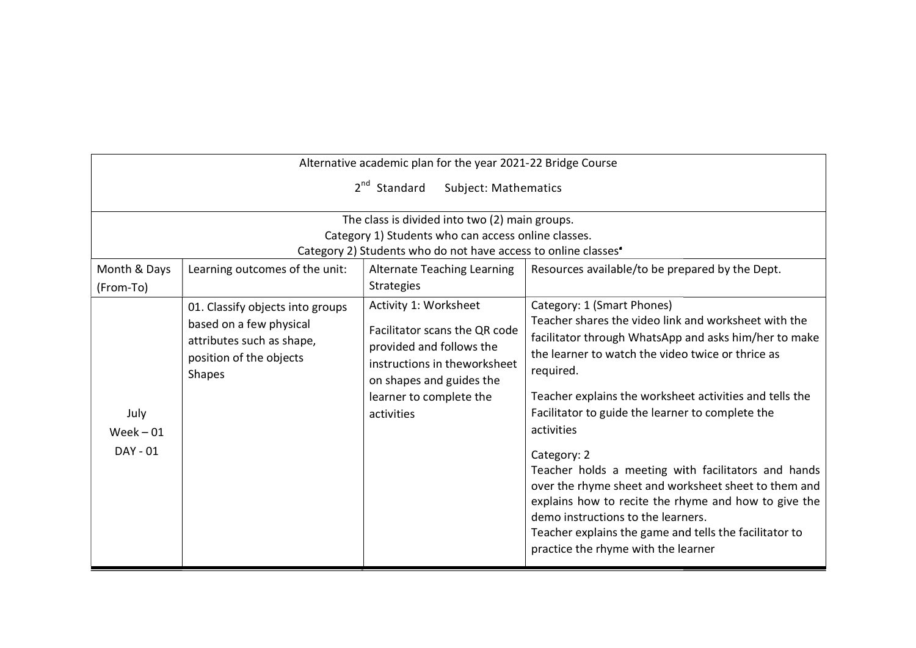Alternative academic plan for the year 2021-22 Bridge Course

2nd Standard Subject: Mathematics

The class is divided into two (2) main groups.
Category 1) Students who can access online classes.
Category 2) Students who do not have access to online classes.

| Month & Days (From-To) | Learning outcomes of the unit: | Alternate Teaching Learning Strategies | Resources available/to be prepared by the Dept. |
|---|---|---|---|
| July<br>Week – 01<br>DAY - 01 | 01. Classify objects into groups based on a few physical attributes such as shape, position of the objects<br>Shapes | Activity 1: Worksheet<br><br>Facilitator scans the QR code provided and follows the instructions in theworksheet on shapes and guides the learner to complete the activities | Category: 1 (Smart Phones)<br>Teacher shares the video link and worksheet with the facilitator through WhatsApp and asks him/her to make the learner to watch the video twice or thrice as required.<br><br>Teacher explains the worksheet activities and tells the Facilitator to guide the learner to complete the activities<br><br>Category: 2<br>Teacher holds a meeting with facilitators and hands over the rhyme sheet and worksheet sheet to them and explains how to recite the rhyme and how to give the demo instructions to the learners.<br>Teacher explains the game and tells the facilitator to practice the rhyme with the learner |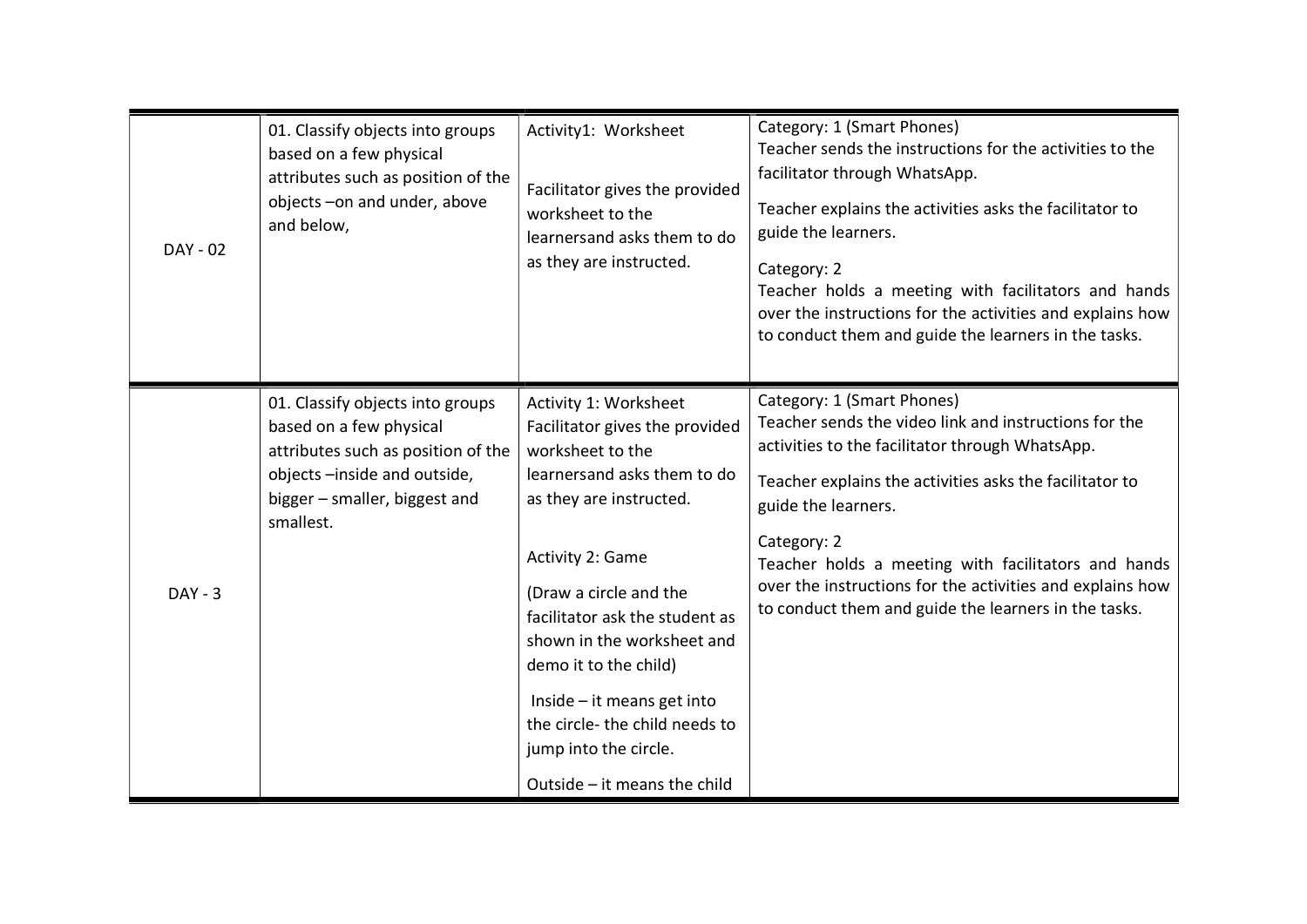| | | | |
|---|---|---|---|
| DAY - 02 | 01. Classify objects into groups based on a few physical attributes such as position of the objects –on and under, above and below, | Activity1: Worksheet<br><br>Facilitator gives the provided worksheet to the learnersand asks them to do as they are instructed. | Category: 1 (Smart Phones)<br>Teacher sends the instructions for the activities to the facilitator through WhatsApp.<br><br>Teacher explains the activities asks the facilitator to guide the learners.<br><br>Category: 2<br>Teacher holds a meeting with facilitators and hands over the instructions for the activities and explains how to conduct them and guide the learners in the tasks. |
| DAY - 3 | 01. Classify objects into groups based on a few physical attributes such as position of the objects –inside and outside, bigger – smaller, biggest and smallest. | Activity 1: Worksheet<br>Facilitator gives the provided worksheet to the learnersand asks them to do as they are instructed.<br><br>Activity 2: Game<br><br>(Draw a circle and the facilitator ask the student as shown in the worksheet and demo it to the child)<br><br>Inside – it means get into the circle- the child needs to jump into the circle.<br><br>Outside – it means the child | Category: 1 (Smart Phones)<br>Teacher sends the video link and instructions for the activities to the facilitator through WhatsApp.<br><br>Teacher explains the activities asks the facilitator to guide the learners.<br><br>Category: 2<br>Teacher holds a meeting with facilitators and hands over the instructions for the activities and explains how to conduct them and guide the learners in the tasks. |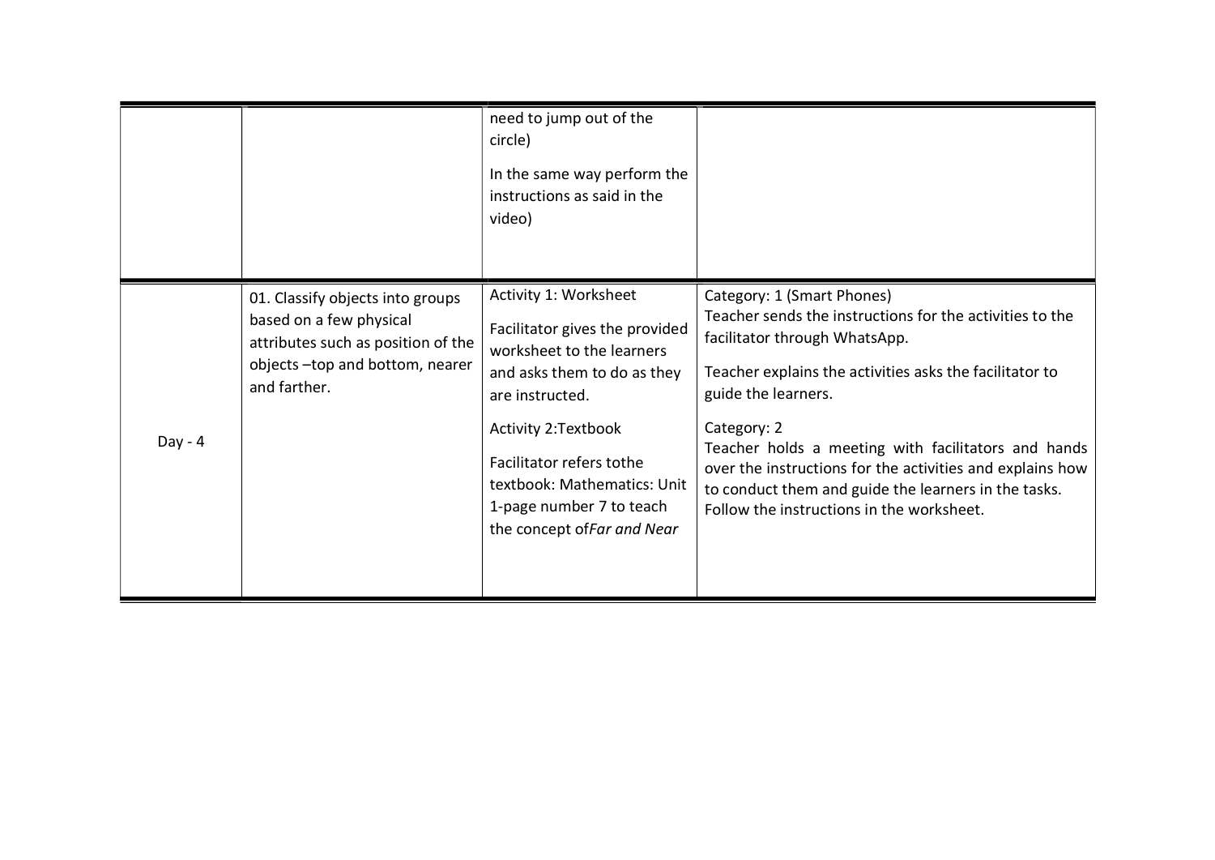| | | | |
|---|---|---|---|
| | | need to jump out of the circle)<br><br>In the same way perform the instructions as said in the video) | |
| Day - 4 | 01. Classify objects into groups based on a few physical attributes such as position of the objects –top and bottom, nearer and farther. | Activity 1: Worksheet<br><br>Facilitator gives the provided worksheet to the learners and asks them to do as they are instructed.<br><br>Activity 2:Textbook<br><br>Facilitator refers tothe textbook: Mathematics: Unit 1-page number 7 to teach the concept of*Far and Near* | Category: 1 (Smart Phones)<br>Teacher sends the instructions for the activities to the facilitator through WhatsApp.<br><br>Teacher explains the activities asks the facilitator to guide the learners.<br><br>Category: 2<br>Teacher holds a meeting with facilitators and hands over the instructions for the activities and explains how to conduct them and guide the learners in the tasks. Follow the instructions in the worksheet. |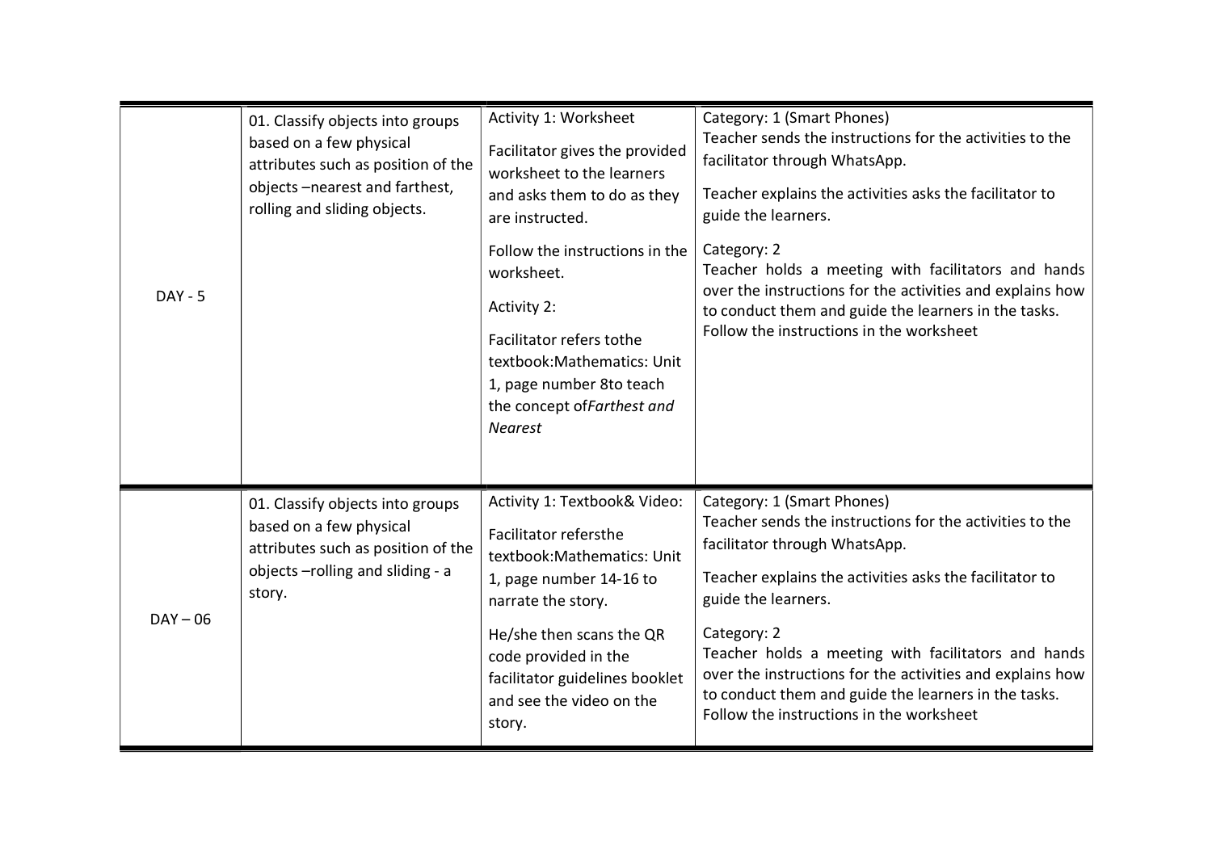| | | | |
|---|---|---|---|
| DAY - 5 | 01. Classify objects into groups based on a few physical attributes such as position of the objects –nearest and farthest, rolling and sliding objects. | Activity 1: Worksheet<br><br>Facilitator gives the provided worksheet to the learners and asks them to do as they are instructed.<br><br>Follow the instructions in the worksheet.<br><br>Activity 2:<br><br>Facilitator refers tothe textbook:Mathematics: Unit 1, page number 8to teach the concept of*Farthest and Nearest* | Category: 1 (Smart Phones)<br>Teacher sends the instructions for the activities to the facilitator through WhatsApp.<br><br>Teacher explains the activities asks the facilitator to guide the learners.<br><br>Category: 2<br>Teacher holds a meeting with facilitators and hands over the instructions for the activities and explains how to conduct them and guide the learners in the tasks.<br>Follow the instructions in the worksheet |
| DAY – 06 | 01. Classify objects into groups based on a few physical attributes such as position of the objects –rolling and sliding - a story. | Activity 1: Textbook& Video:<br><br>Facilitator refersthe textbook:Mathematics: Unit 1, page number 14-16 to narrate the story.<br><br>He/she then scans the QR code provided in the facilitator guidelines booklet and see the video on the story. | Category: 1 (Smart Phones)<br>Teacher sends the instructions for the activities to the facilitator through WhatsApp.<br><br>Teacher explains the activities asks the facilitator to guide the learners.<br><br>Category: 2<br>Teacher holds a meeting with facilitators and hands over the instructions for the activities and explains how to conduct them and guide the learners in the tasks.<br>Follow the instructions in the worksheet |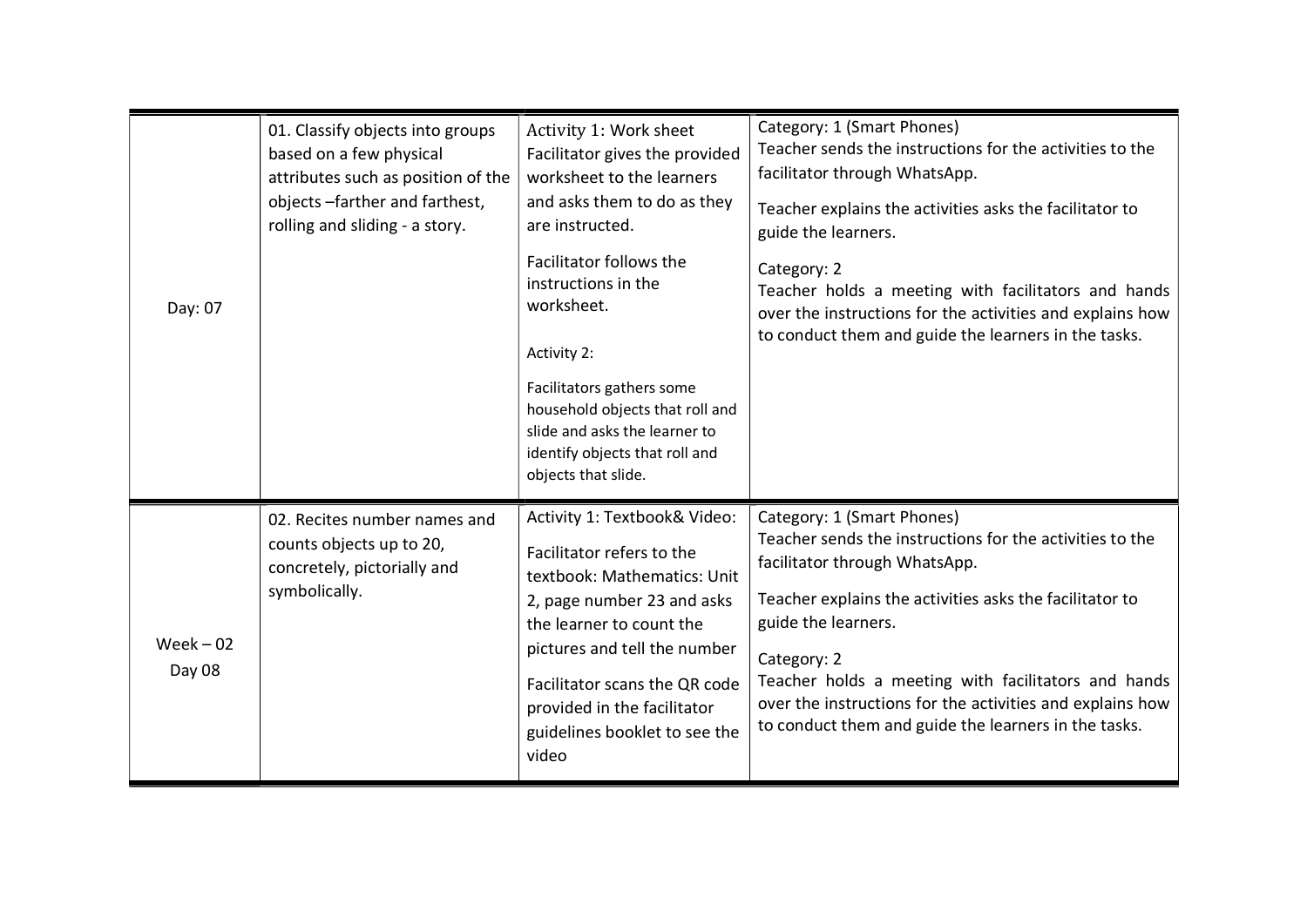| | | | |
|---|---|---|---|
| Day: 07 | 01. Classify objects into groups based on a few physical attributes such as position of the objects –farther and farthest, rolling and sliding - a story. | Activity 1: Work sheet<br>Facilitator gives the provided worksheet to the learners and asks them to do as they are instructed.<br><br>Facilitator follows the instructions in the worksheet.<br><br>Activity 2:<br><br>Facilitators gathers some household objects that roll and slide and asks the learner to identify objects that roll and objects that slide. | Category: 1 (Smart Phones)<br>Teacher sends the instructions for the activities to the facilitator through WhatsApp.<br><br>Teacher explains the activities asks the facilitator to guide the learners.<br><br>Category: 2<br>Teacher holds a meeting with facilitators and hands over the instructions for the activities and explains how to conduct them and guide the learners in the tasks. |
| Week – 02<br>Day 08 | 02. Recites number names and counts objects up to 20, concretely, pictorially and symbolically. | Activity 1: Textbook& Video:<br><br>Facilitator refers to the textbook: Mathematics: Unit 2, page number 23 and asks the learner to count the pictures and tell the number<br><br>Facilitator scans the QR code provided in the facilitator guidelines booklet to see the video | Category: 1 (Smart Phones)<br>Teacher sends the instructions for the activities to the facilitator through WhatsApp.<br><br>Teacher explains the activities asks the facilitator to guide the learners.<br><br>Category: 2<br>Teacher holds a meeting with facilitators and hands over the instructions for the activities and explains how to conduct them and guide the learners in the tasks. |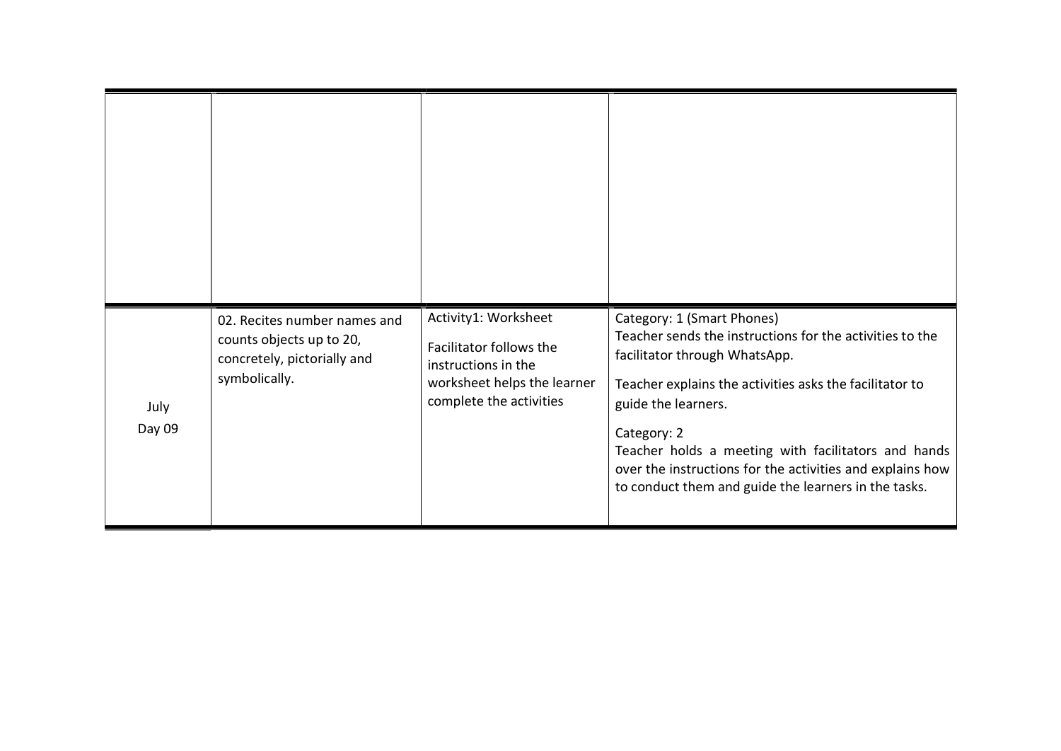| | | | |
|---|---|---|---|
| | | | |
| July<br>Day 09 | 02. Recites number names and counts objects up to 20, concretely, pictorially and symbolically. | Activity1: Worksheet<br><br>Facilitator follows the instructions in the worksheet helps the learner complete the activities | Category: 1 (Smart Phones)<br>Teacher sends the instructions for the activities to the facilitator through WhatsApp.<br><br>Teacher explains the activities asks the facilitator to guide the learners.<br><br>Category: 2<br>Teacher holds a meeting with facilitators and hands over the instructions for the activities and explains how to conduct them and guide the learners in the tasks. |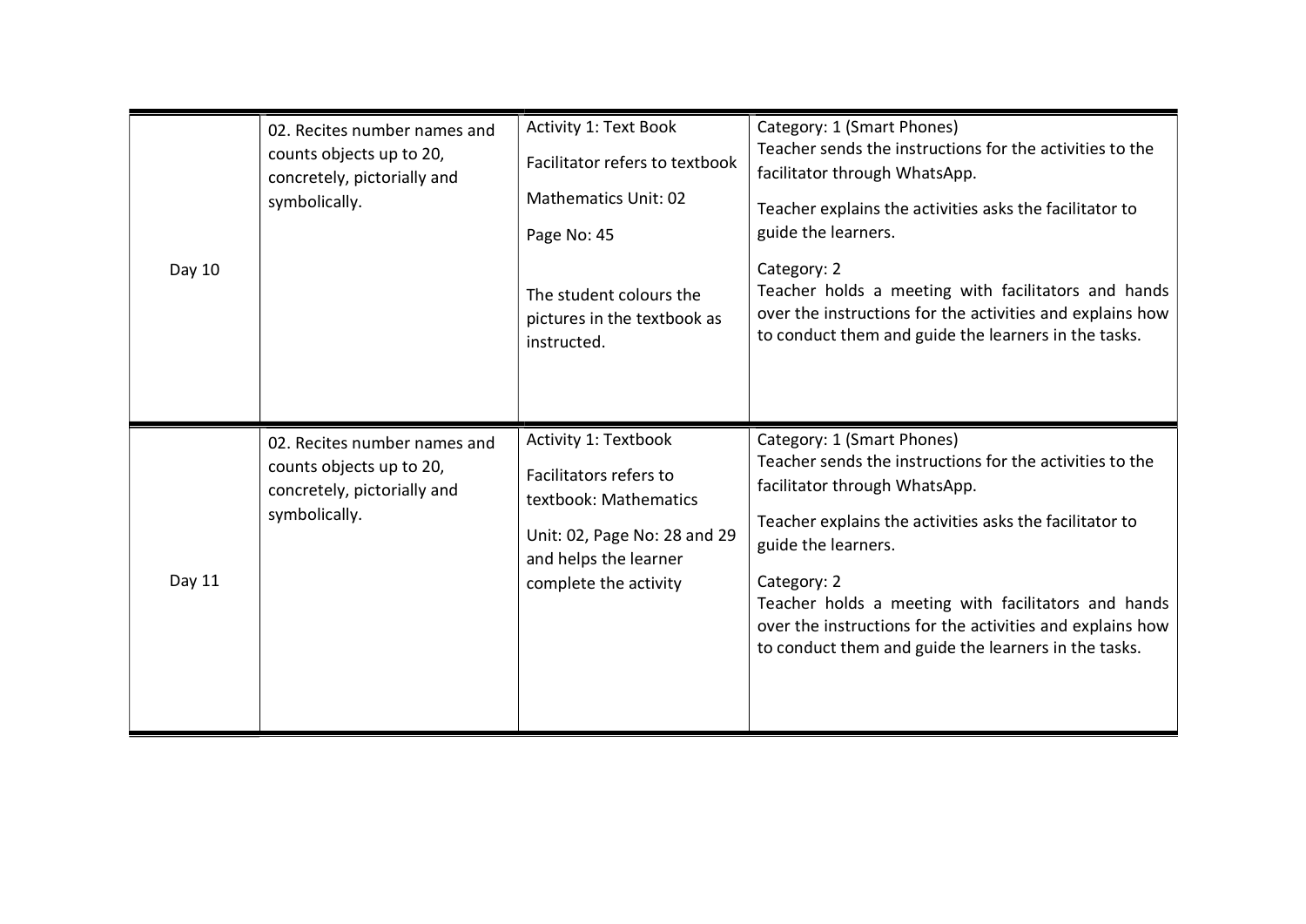| | | | |
|---|---|---|---|
| Day 10 | 02. Recites number names and counts objects up to 20, concretely, pictorially and symbolically. | Activity 1: Text Book<br><br>Facilitator refers to textbook<br><br>Mathematics Unit: 02<br><br>Page No: 45<br><br>The student colours the pictures in the textbook as instructed. | Category: 1 (Smart Phones)<br>Teacher sends the instructions for the activities to the facilitator through WhatsApp.<br><br>Teacher explains the activities asks the facilitator to guide the learners.<br><br>Category: 2<br>Teacher holds a meeting with facilitators and hands over the instructions for the activities and explains how to conduct them and guide the learners in the tasks. |
| Day 11 | 02. Recites number names and counts objects up to 20, concretely, pictorially and symbolically. | Activity 1: Textbook<br><br>Facilitators refers to textbook: Mathematics<br><br>Unit: 02, Page No: 28 and 29 and helps the learner complete the activity | Category: 1 (Smart Phones)<br>Teacher sends the instructions for the activities to the facilitator through WhatsApp.<br><br>Teacher explains the activities asks the facilitator to guide the learners.<br><br>Category: 2<br>Teacher holds a meeting with facilitators and hands over the instructions for the activities and explains how to conduct them and guide the learners in the tasks. |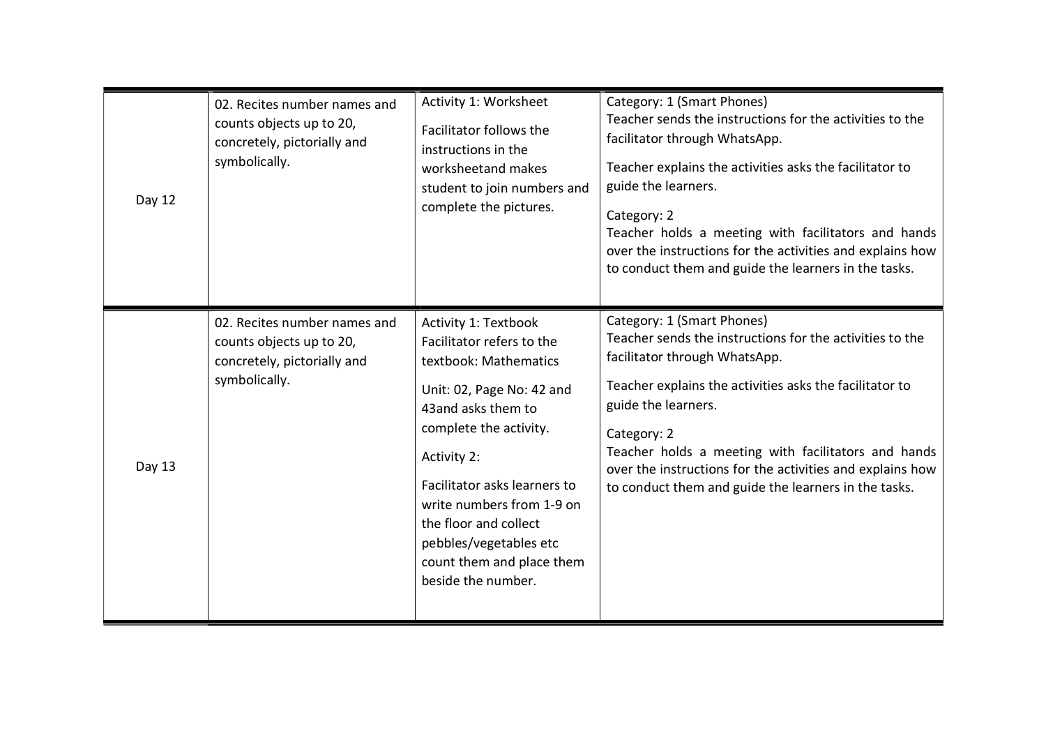| | | | |
|---|---|---|---|
| Day 12 | 02. Recites number names and counts objects up to 20, concretely, pictorially and symbolically. | Activity 1: Worksheet<br><br>Facilitator follows the instructions in the worksheetand makes student to join numbers and complete the pictures. | Category: 1 (Smart Phones)<br>Teacher sends the instructions for the activities to the facilitator through WhatsApp.<br><br>Teacher explains the activities asks the facilitator to guide the learners.<br><br>Category: 2<br>Teacher holds a meeting with facilitators and hands over the instructions for the activities and explains how to conduct them and guide the learners in the tasks. |
| Day 13 | 02. Recites number names and counts objects up to 20, concretely, pictorially and symbolically. | Activity 1: Textbook<br>Facilitator refers to the textbook: Mathematics<br><br>Unit: 02, Page No: 42 and 43and asks them to complete the activity.<br><br>Activity 2:<br><br>Facilitator asks learners to write numbers from 1-9 on the floor and collect pebbles/vegetables etc count them and place them beside the number. | Category: 1 (Smart Phones)<br>Teacher sends the instructions for the activities to the facilitator through WhatsApp.<br><br>Teacher explains the activities asks the facilitator to guide the learners.<br><br>Category: 2<br>Teacher holds a meeting with facilitators and hands over the instructions for the activities and explains how to conduct them and guide the learners in the tasks. |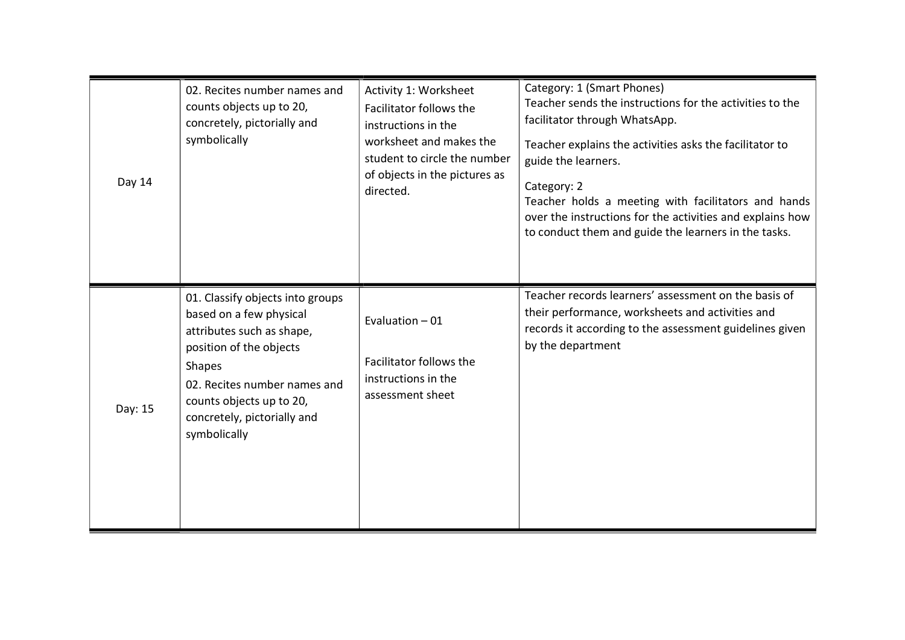| | | | |
|---|---|---|---|
| Day 14 | 02. Recites number names and counts objects up to 20, concretely, pictorially and symbolically | Activity 1: Worksheet<br>Facilitator follows the instructions in the worksheet and makes the student to circle the number of objects in the pictures as directed. | Category: 1 (Smart Phones)<br>Teacher sends the instructions for the activities to the facilitator through WhatsApp.<br>Teacher explains the activities asks the facilitator to guide the learners.<br>Category: 2<br>Teacher holds a meeting with facilitators and hands over the instructions for the activities and explains how to conduct them and guide the learners in the tasks. |
| Day: 15 | 01. Classify objects into groups based on a few physical attributes such as shape, position of the objects<br>Shapes<br>02. Recites number names and counts objects up to 20, concretely, pictorially and symbolically | Evaluation – 01<br>Facilitator follows the instructions in the assessment sheet | Teacher records learners' assessment on the basis of their performance, worksheets and activities and records it according to the assessment guidelines given by the department |